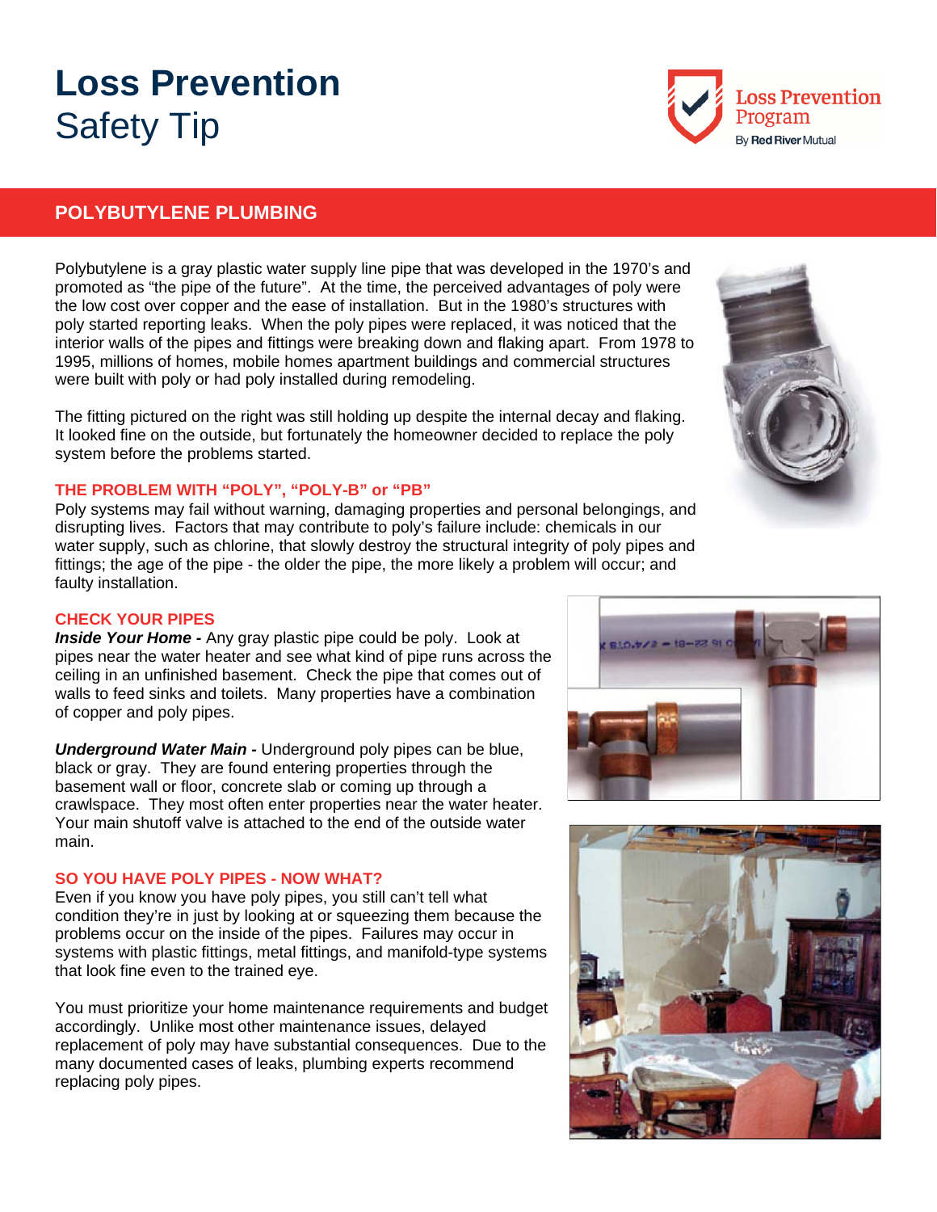# Loss Prevention Safety Tip

## POLYBUTYLENE PLUMBING

Polybutylene is a gray plastic water supply line pipe that was developed in the 1970's and promoted as "the pipe of the future". At the time, the perceived advantages of poly were the low cost over copper and the ease of installation. But in the 1980's structures with poly started reporting leaks. When the poly pipes were replaced, it was noticed that the interior walls of the pipes and fittings were breaking down and flaking apart. From 1978 to 1995, millions of homes, mobile homes apartment buildings and commercial structures were built with poly or had poly installed during remodeling.

The fitting pictured on the right was still holding up despite the internal decay and flaking. It looked fine on the outside, but fortunately the homeowner decided to replace the poly system before the problems started.

### THE PROBLEM WITH "POLY", "POLY-B" or "PB"

Poly systems may fail without warning, damaging properties and personal belongings, and disrupting lives. Factors that may contribute to poly's failure include: chemicals in our water supply, such as chlorine, that slowly destroy the structural integrity of poly pipes and fittings; the age of the pipe - the older the pipe, the more likely a problem will occur; and faulty installation.

### CHECK YOUR PIPES

***Inside Your Home -*** Any gray plastic pipe could be poly. Look at pipes near the water heater and see what kind of pipe runs across the ceiling in an unfinished basement. Check the pipe that comes out of walls to feed sinks and toilets. Many properties have a combination of copper and poly pipes.

***Underground Water Main -*** Underground poly pipes can be blue, black or gray. They are found entering properties through the basement wall or floor, concrete slab or coming up through a crawlspace. They most often enter properties near the water heater. Your main shutoff valve is attached to the end of the outside water main.

### SO YOU HAVE POLY PIPES - NOW WHAT?

Even if you know you have poly pipes, you still can't tell what condition they're in just by looking at or squeezing them because the problems occur on the inside of the pipes. Failures may occur in systems with plastic fittings, metal fittings, and manifold-type systems that look fine even to the trained eye.

You must prioritize your home maintenance requirements and budget accordingly. Unlike most other maintenance issues, delayed replacement of poly may have substantial consequences. Due to the many documented cases of leaks, plumbing experts recommend replacing poly pipes.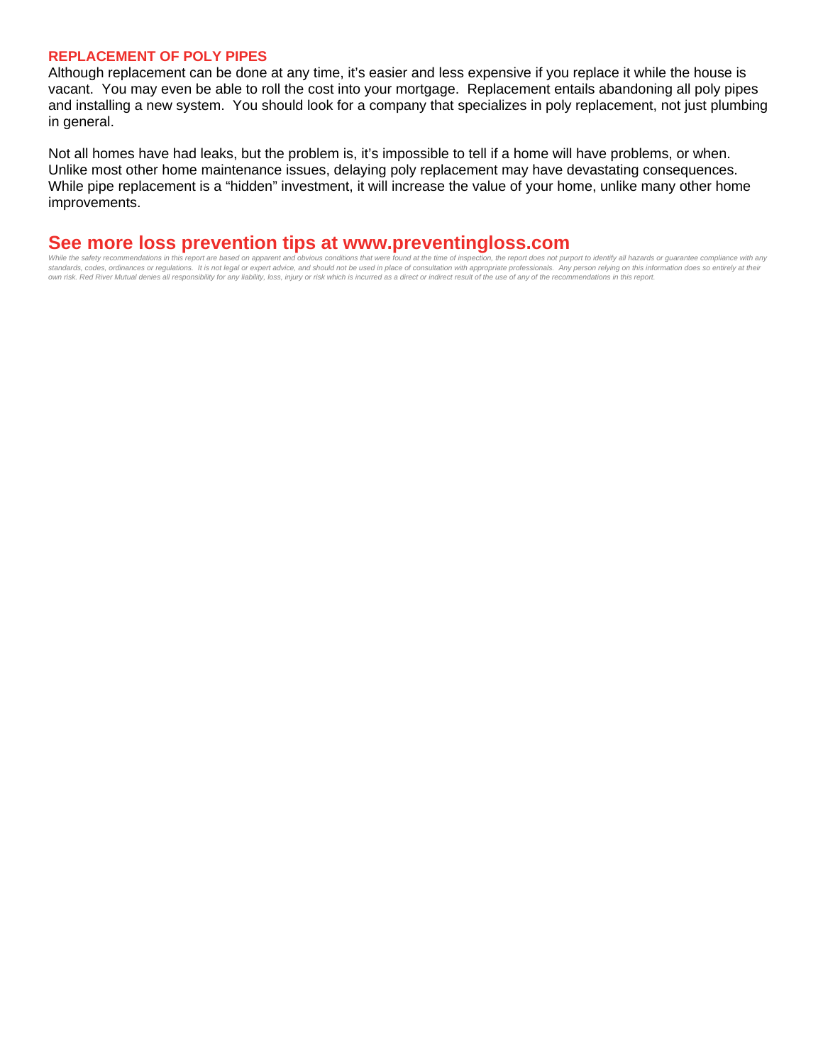## REPLACEMENT OF POLY PIPES

Although replacement can be done at any time, it's easier and less expensive if you replace it while the house is vacant. You may even be able to roll the cost into your mortgage. Replacement entails abandoning all poly pipes and installing a new system. You should look for a company that specializes in poly replacement, not just plumbing in general.

Not all homes have had leaks, but the problem is, it's impossible to tell if a home will have problems, or when. Unlike most other home maintenance issues, delaying poly replacement may have devastating consequences. While pipe replacement is a "hidden" investment, it will increase the value of your home, unlike many other home improvements.

# See more loss prevention tips at www.preventingloss.com

*While the safety recommendations in this report are based on apparent and obvious conditions that were found at the time of inspection, the report does not purport to identify all hazards or guarantee compliance with any standards, codes, ordinances or regulations. It is not legal or expert advice, and should not be used in place of consultation with appropriate professionals. Any person relying on this information does so entirely at their own risk. Red River Mutual denies all responsibility for any liability, loss, injury or risk which is incurred as a direct or indirect result of the use of any of the recommendations in this report.*